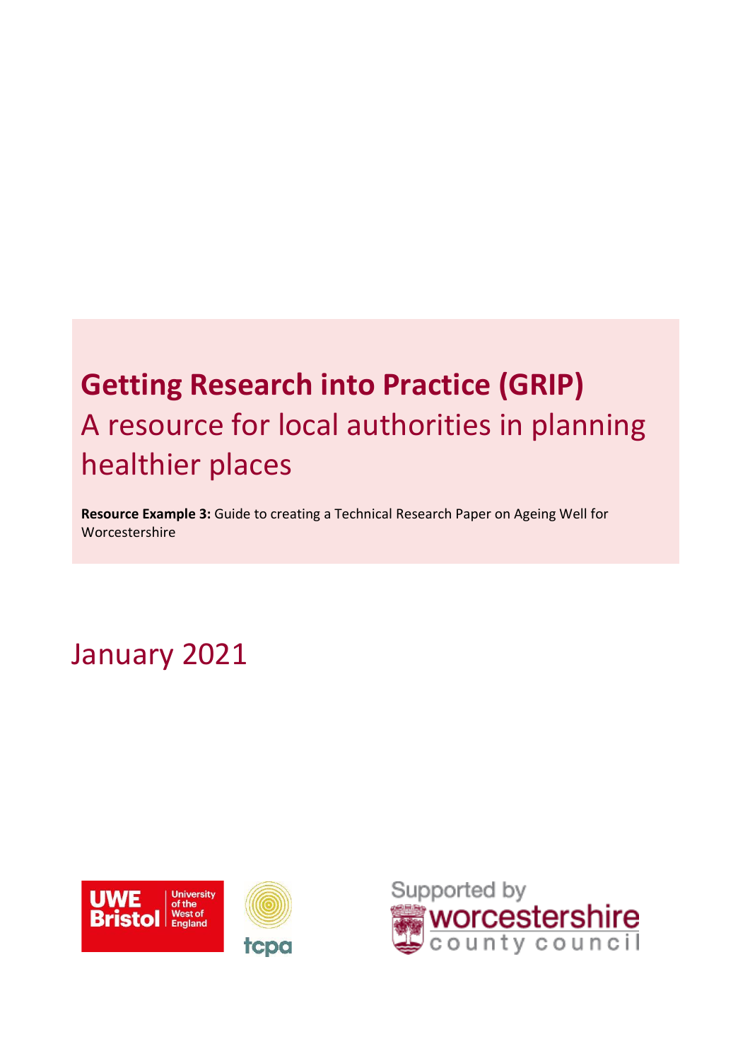# Getting Research into Practice (GRIP)

## A resource for local authorities in planning healthier places

**Resource Example 3:** Guide to creating a Technical Research Paper on Ageing Well for Worcestershire

January 2021

Supported by worcestershire county council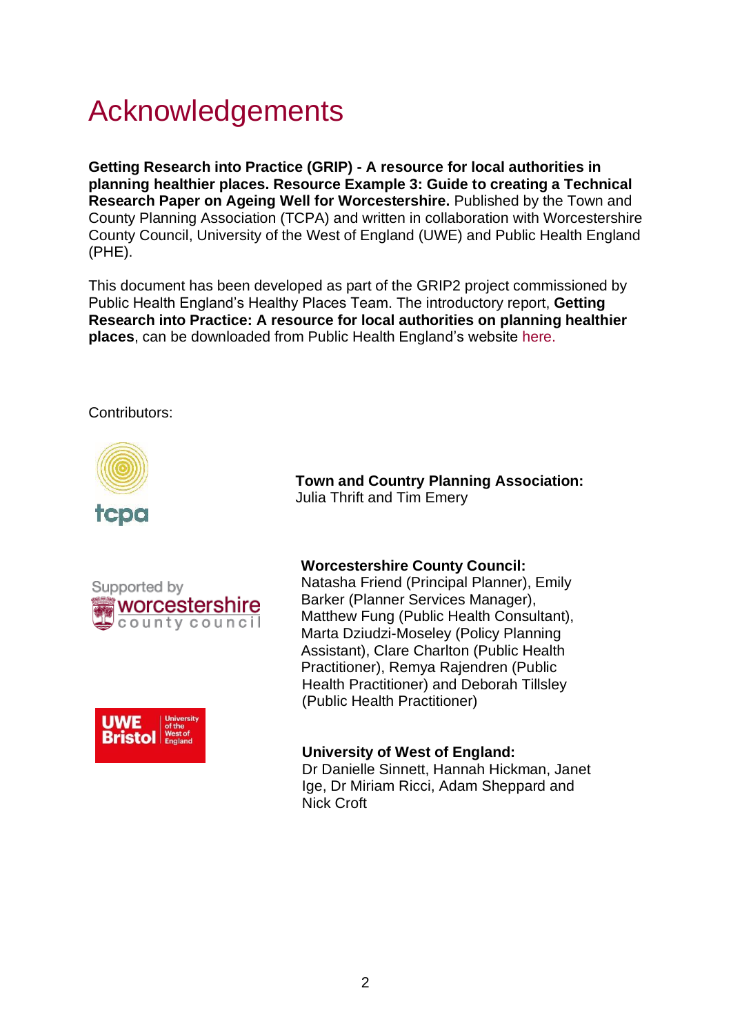# Acknowledgements

**Getting Research into Practice (GRIP) - A resource for local authorities in planning healthier places. Resource Example 3: Guide to creating a Technical Research Paper on Ageing Well for Worcestershire.** Published by the Town and County Planning Association (TCPA) and written in collaboration with Worcestershire County Council, University of the West of England (UWE) and Public Health England (PHE).

This document has been developed as part of the GRIP2 project commissioned by Public Health England's Healthy Places Team. The introductory report, **Getting Research into Practice: A resource for local authorities on planning healthier places**, can be downloaded from Public Health England's website here.

Contributors:

**Town and Country Planning Association:**
Julia Thrift and Tim Emery

**Worcestershire County Council:**
Natasha Friend (Principal Planner), Emily Barker (Planner Services Manager), Matthew Fung (Public Health Consultant), Marta Dziudzi-Moseley (Policy Planning Assistant), Clare Charlton (Public Health Practitioner), Remya Rajendren (Public Health Practitioner) and Deborah Tillsley (Public Health Practitioner)

**University of West of England:**
Dr Danielle Sinnett, Hannah Hickman, Janet Ige, Dr Miriam Ricci, Adam Sheppard and Nick Croft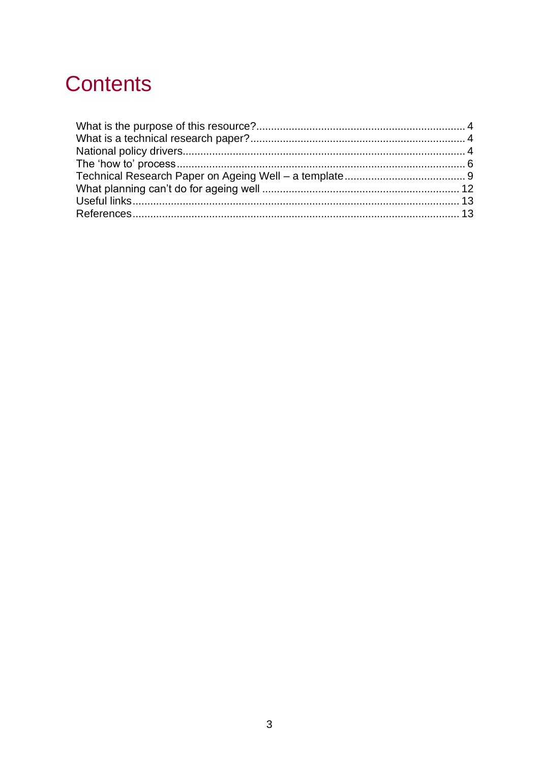# Contents

| | |
|---|---|
| What is the purpose of this resource? | 4 |
| What is a technical research paper? | 4 |
| National policy drivers | 4 |
| The 'how to' process | 6 |
| Technical Research Paper on Ageing Well – a template | 9 |
| What planning can't do for ageing well | 12 |
| Useful links | 13 |
| References | 13 |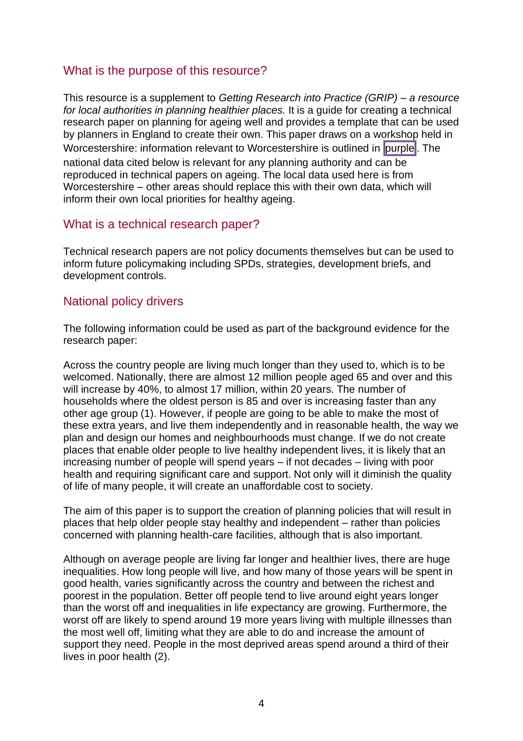## What is the purpose of this resource?

This resource is a supplement to *Getting Research into Practice (GRIP) – a resource for local authorities in planning healthier places.* It is a guide for creating a technical research paper on planning for ageing well and provides a template that can be used by planners in England to create their own. This paper draws on a workshop held in Worcestershire: information relevant to Worcestershire is outlined in purple. The national data cited below is relevant for any planning authority and can be reproduced in technical papers on ageing. The local data used here is from Worcestershire – other areas should replace this with their own data, which will inform their own local priorities for healthy ageing.

## What is a technical research paper?

Technical research papers are not policy documents themselves but can be used to inform future policymaking including SPDs, strategies, development briefs, and development controls.

## National policy drivers

The following information could be used as part of the background evidence for the research paper:

Across the country people are living much longer than they used to, which is to be welcomed. Nationally, there are almost 12 million people aged 65 and over and this will increase by 40%, to almost 17 million, within 20 years. The number of households where the oldest person is 85 and over is increasing faster than any other age group (1). However, if people are going to be able to make the most of these extra years, and live them independently and in reasonable health, the way we plan and design our homes and neighbourhoods must change. If we do not create places that enable older people to live healthy independent lives, it is likely that an increasing number of people will spend years – if not decades – living with poor health and requiring significant care and support. Not only will it diminish the quality of life of many people, it will create an unaffordable cost to society.

The aim of this paper is to support the creation of planning policies that will result in places that help older people stay healthy and independent – rather than policies concerned with planning health-care facilities, although that is also important.

Although on average people are living far longer and healthier lives, there are huge inequalities. How long people will live, and how many of those years will be spent in good health, varies significantly across the country and between the richest and poorest in the population. Better off people tend to live around eight years longer than the worst off and inequalities in life expectancy are growing. Furthermore, the worst off are likely to spend around 19 more years living with multiple illnesses than the most well off, limiting what they are able to do and increase the amount of support they need. People in the most deprived areas spend around a third of their lives in poor health (2).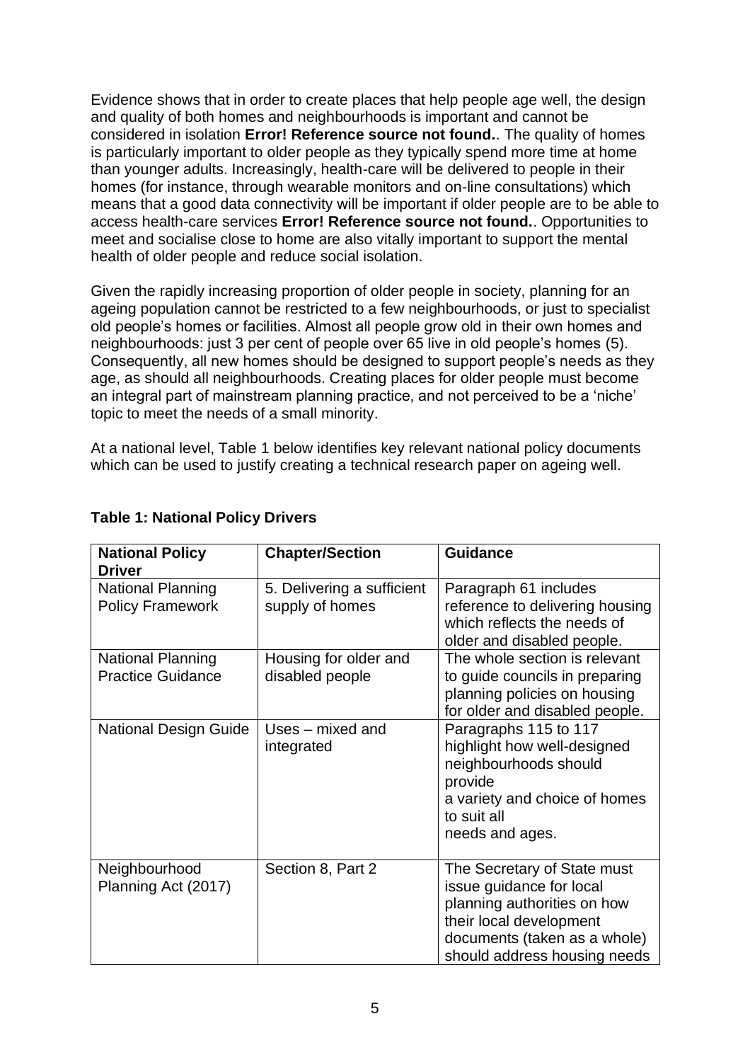Evidence shows that in order to create places that help people age well, the design and quality of both homes and neighbourhoods is important and cannot be considered in isolation **Error! Reference source not found.**. The quality of homes is particularly important to older people as they typically spend more time at home than younger adults. Increasingly, health-care will be delivered to people in their homes (for instance, through wearable monitors and on-line consultations) which means that a good data connectivity will be important if older people are to be able to access health-care services **Error! Reference source not found.**. Opportunities to meet and socialise close to home are also vitally important to support the mental health of older people and reduce social isolation.

Given the rapidly increasing proportion of older people in society, planning for an ageing population cannot be restricted to a few neighbourhoods, or just to specialist old people's homes or facilities. Almost all people grow old in their own homes and neighbourhoods: just 3 per cent of people over 65 live in old people's homes (5). Consequently, all new homes should be designed to support people's needs as they age, as should all neighbourhoods. Creating places for older people must become an integral part of mainstream planning practice, and not perceived to be a 'niche' topic to meet the needs of a small minority.

At a national level, Table 1 below identifies key relevant national policy documents which can be used to justify creating a technical research paper on ageing well.

**Table 1: National Policy Drivers**

| National Policy Driver | Chapter/Section | Guidance |
|---|---|---|
| National Planning Policy Framework | 5. Delivering a sufficient supply of homes | Paragraph 61 includes reference to delivering housing which reflects the needs of older and disabled people. |
| National Planning Practice Guidance | Housing for older and disabled people | The whole section is relevant to guide councils in preparing planning policies on housing for older and disabled people. |
| National Design Guide | Uses – mixed and integrated | Paragraphs 115 to 117 highlight how well-designed neighbourhoods should provide a variety and choice of homes to suit all needs and ages. |
| Neighbourhood Planning Act (2017) | Section 8, Part 2 | The Secretary of State must issue guidance for local planning authorities on how their local development documents (taken as a whole) should address housing needs |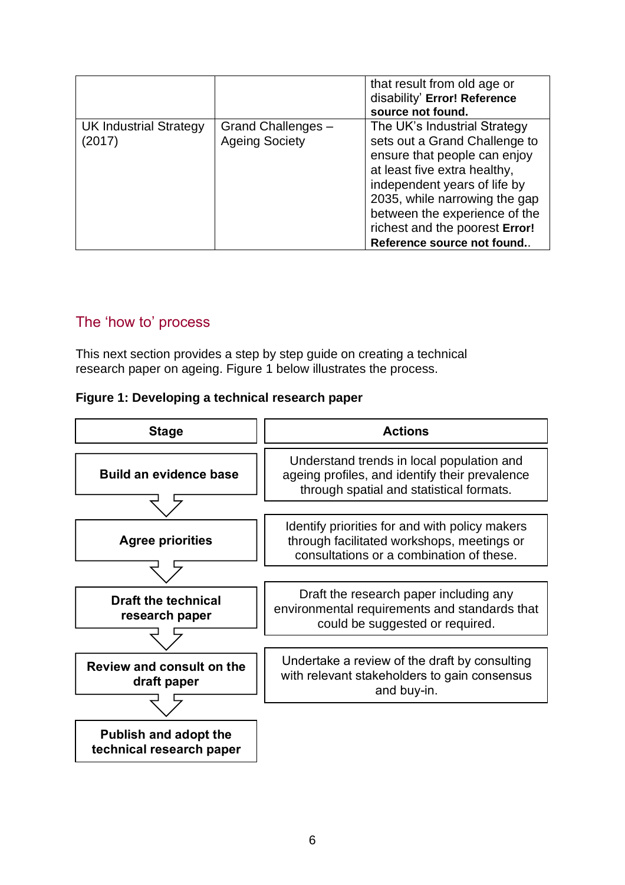|  |  | that result from old age or disability' **Error! Reference source not found.** |
|---|---|---|
| UK Industrial Strategy (2017) | Grand Challenges – Ageing Society | The UK's Industrial Strategy sets out a Grand Challenge to ensure that people can enjoy at least five extra healthy, independent years of life by 2035, while narrowing the gap between the experience of the richest and the poorest **Error! Reference source not found.**. |

## The 'how to' process

This next section provides a step by step guide on creating a technical research paper on ageing. Figure 1 below illustrates the process.

**Figure 1: Developing a technical research paper**

| Stage | Actions |
|---|---|
| **Build an evidence base** | Understand trends in local population and ageing profiles, and identify their prevalence through spatial and statistical formats. |
| **Agree priorities** | Identify priorities for and with policy makers through facilitated workshops, meetings or consultations or a combination of these. |
| **Draft the technical research paper** | Draft the research paper including any environmental requirements and standards that could be suggested or required. |
| **Review and consult on the draft paper** | Undertake a review of the draft by consulting with relevant stakeholders to gain consensus and buy-in. |
| **Publish and adopt the technical research paper** |  |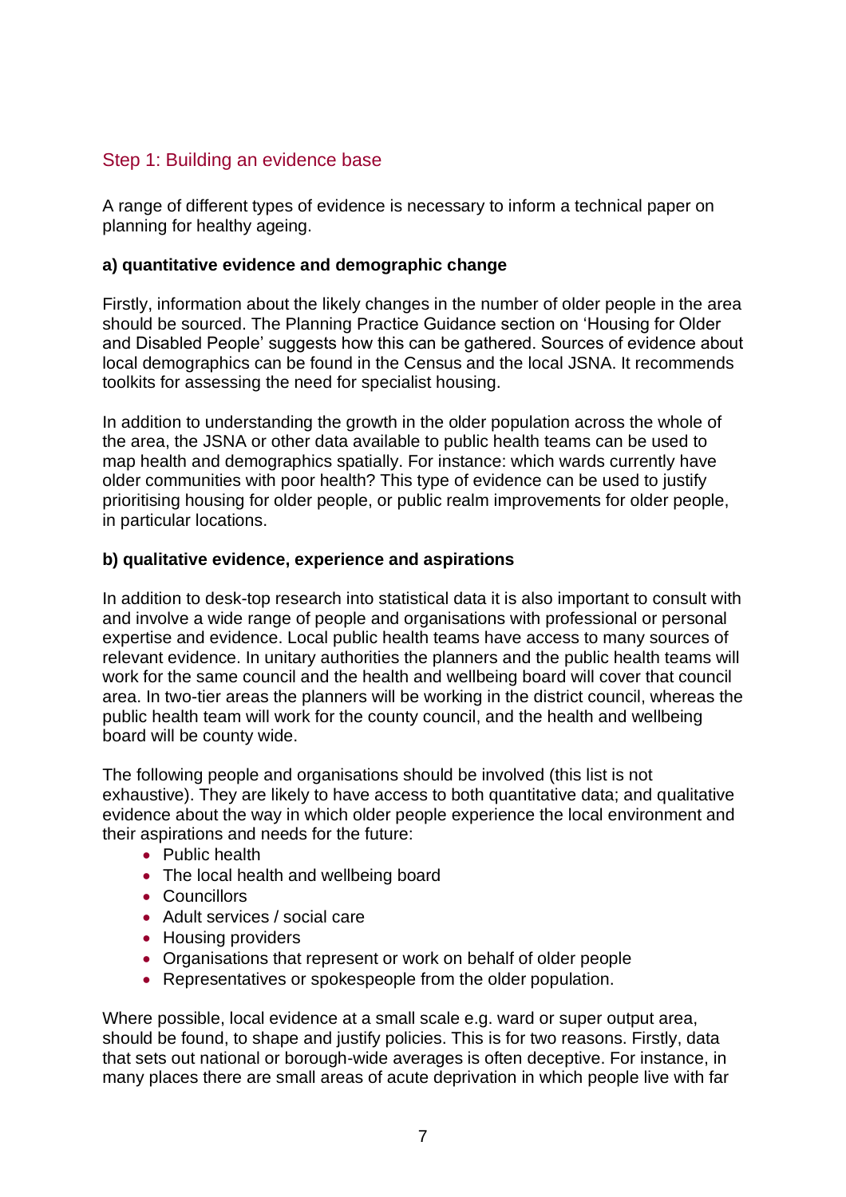## Step 1: Building an evidence base

A range of different types of evidence is necessary to inform a technical paper on planning for healthy ageing.

**a) quantitative evidence and demographic change**

Firstly, information about the likely changes in the number of older people in the area should be sourced. The Planning Practice Guidance section on 'Housing for Older and Disabled People' suggests how this can be gathered. Sources of evidence about local demographics can be found in the Census and the local JSNA. It recommends toolkits for assessing the need for specialist housing.

In addition to understanding the growth in the older population across the whole of the area, the JSNA or other data available to public health teams can be used to map health and demographics spatially. For instance: which wards currently have older communities with poor health? This type of evidence can be used to justify prioritising housing for older people, or public realm improvements for older people, in particular locations.

**b) qualitative evidence, experience and aspirations**

In addition to desk-top research into statistical data it is also important to consult with and involve a wide range of people and organisations with professional or personal expertise and evidence. Local public health teams have access to many sources of relevant evidence. In unitary authorities the planners and the public health teams will work for the same council and the health and wellbeing board will cover that council area. In two-tier areas the planners will be working in the district council, whereas the public health team will work for the county council, and the health and wellbeing board will be county wide.

The following people and organisations should be involved (this list is not exhaustive). They are likely to have access to both quantitative data; and qualitative evidence about the way in which older people experience the local environment and their aspirations and needs for the future:

- Public health
- The local health and wellbeing board
- Councillors
- Adult services / social care
- Housing providers
- Organisations that represent or work on behalf of older people
- Representatives or spokespeople from the older population.

Where possible, local evidence at a small scale e.g. ward or super output area, should be found, to shape and justify policies. This is for two reasons. Firstly, data that sets out national or borough-wide averages is often deceptive. For instance, in many places there are small areas of acute deprivation in which people live with far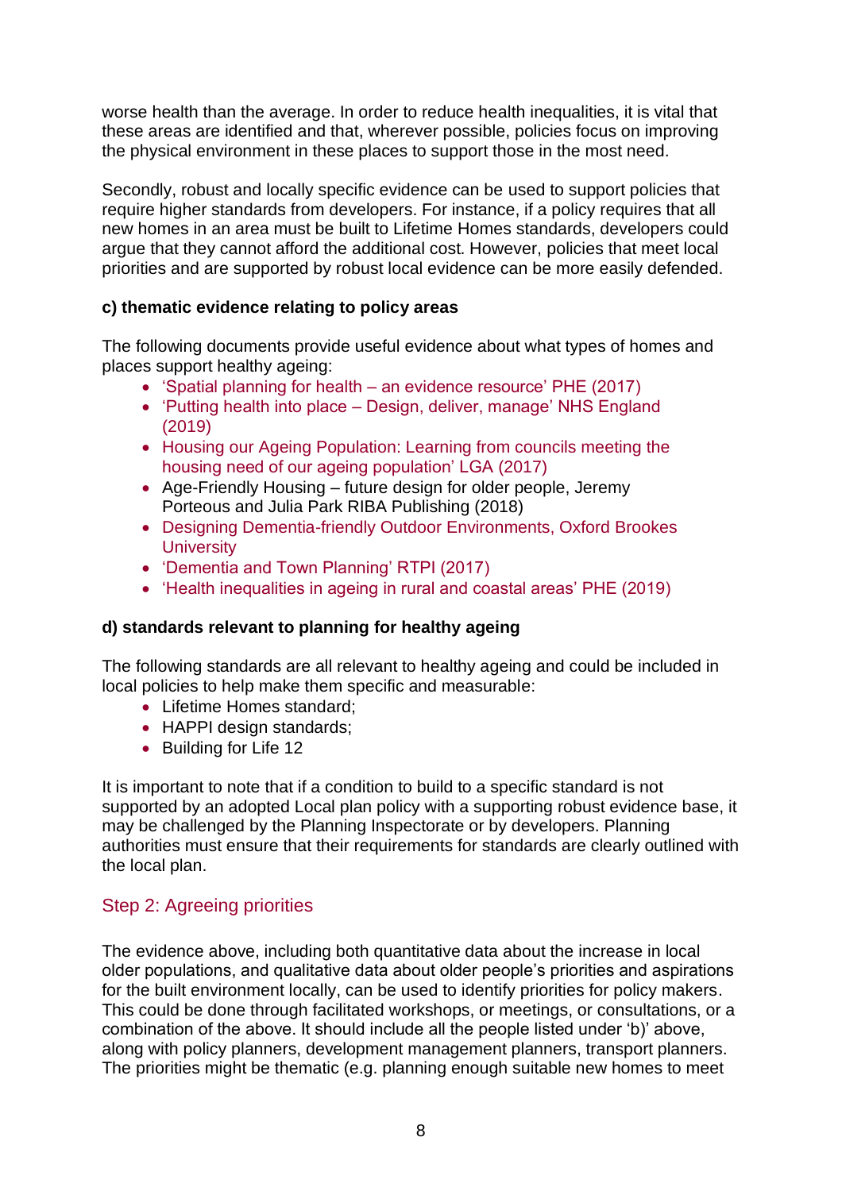worse health than the average. In order to reduce health inequalities, it is vital that these areas are identified and that, wherever possible, policies focus on improving the physical environment in these places to support those in the most need.

Secondly, robust and locally specific evidence can be used to support policies that require higher standards from developers. For instance, if a policy requires that all new homes in an area must be built to Lifetime Homes standards, developers could argue that they cannot afford the additional cost. However, policies that meet local priorities and are supported by robust local evidence can be more easily defended.

**c) thematic evidence relating to policy areas**

The following documents provide useful evidence about what types of homes and places support healthy ageing:

- 'Spatial planning for health – an evidence resource' PHE (2017)
- 'Putting health into place – Design, deliver, manage' NHS England (2019)
- Housing our Ageing Population: Learning from councils meeting the housing need of our ageing population' LGA (2017)
- Age-Friendly Housing – future design for older people, Jeremy Porteous and Julia Park RIBA Publishing (2018)
- Designing Dementia-friendly Outdoor Environments, Oxford Brookes University
- 'Dementia and Town Planning' RTPI (2017)
- 'Health inequalities in ageing in rural and coastal areas' PHE (2019)

**d) standards relevant to planning for healthy ageing**

The following standards are all relevant to healthy ageing and could be included in local policies to help make them specific and measurable:

- Lifetime Homes standard;
- HAPPI design standards;
- Building for Life 12

It is important to note that if a condition to build to a specific standard is not supported by an adopted Local plan policy with a supporting robust evidence base, it may be challenged by the Planning Inspectorate or by developers. Planning authorities must ensure that their requirements for standards are clearly outlined with the local plan.

## Step 2: Agreeing priorities

The evidence above, including both quantitative data about the increase in local older populations, and qualitative data about older people's priorities and aspirations for the built environment locally, can be used to identify priorities for policy makers. This could be done through facilitated workshops, or meetings, or consultations, or a combination of the above. It should include all the people listed under 'b)' above, along with policy planners, development management planners, transport planners. The priorities might be thematic (e.g. planning enough suitable new homes to meet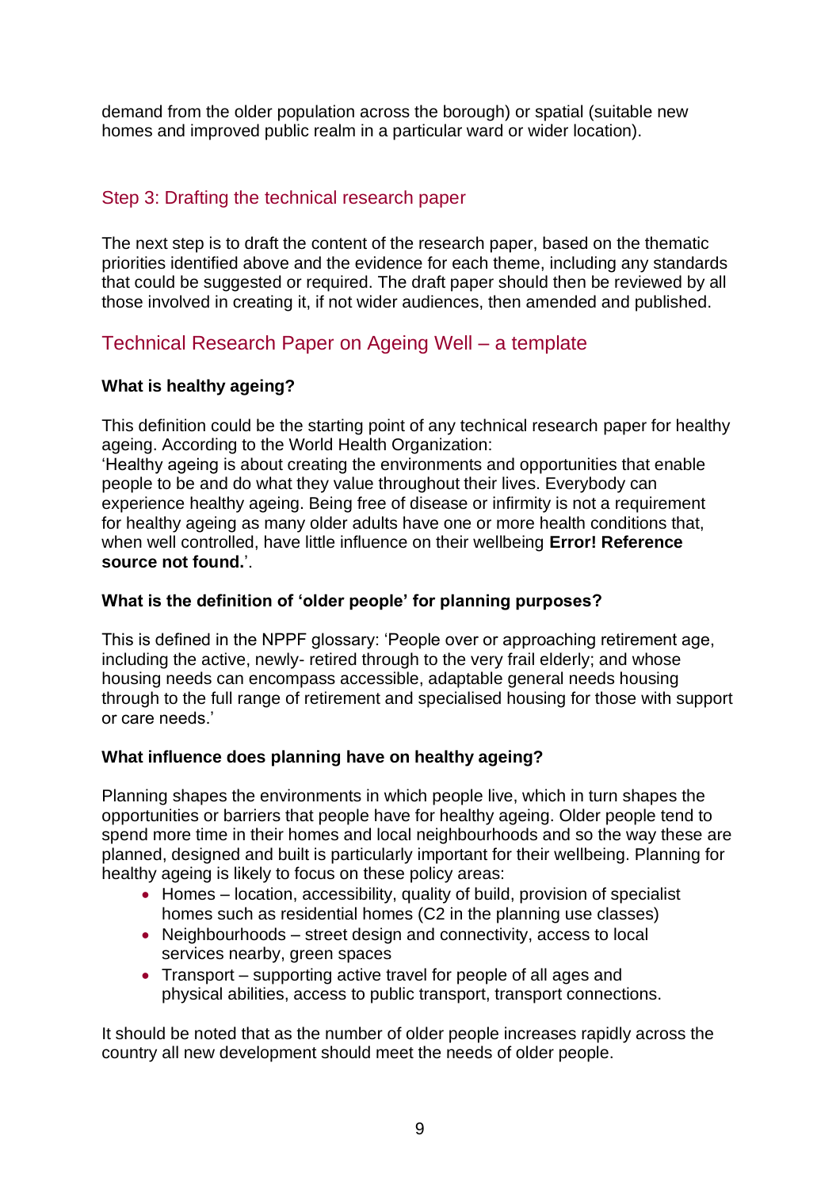demand from the older population across the borough) or spatial (suitable new homes and improved public realm in a particular ward or wider location).

## Step 3: Drafting the technical research paper

The next step is to draft the content of the research paper, based on the thematic priorities identified above and the evidence for each theme, including any standards that could be suggested or required. The draft paper should then be reviewed by all those involved in creating it, if not wider audiences, then amended and published.

## Technical Research Paper on Ageing Well – a template

### What is healthy ageing?

This definition could be the starting point of any technical research paper for healthy ageing. According to the World Health Organization:
'Healthy ageing is about creating the environments and opportunities that enable people to be and do what they value throughout their lives. Everybody can experience healthy ageing. Being free of disease or infirmity is not a requirement for healthy ageing as many older adults have one or more health conditions that, when well controlled, have little influence on their wellbeing **Error! Reference source not found.**'.

### What is the definition of 'older people' for planning purposes?

This is defined in the NPPF glossary: 'People over or approaching retirement age, including the active, newly- retired through to the very frail elderly; and whose housing needs can encompass accessible, adaptable general needs housing through to the full range of retirement and specialised housing for those with support or care needs.'

### What influence does planning have on healthy ageing?

Planning shapes the environments in which people live, which in turn shapes the opportunities or barriers that people have for healthy ageing. Older people tend to spend more time in their homes and local neighbourhoods and so the way these are planned, designed and built is particularly important for their wellbeing. Planning for healthy ageing is likely to focus on these policy areas:

- Homes – location, accessibility, quality of build, provision of specialist homes such as residential homes (C2 in the planning use classes)
- Neighbourhoods – street design and connectivity, access to local services nearby, green spaces
- Transport – supporting active travel for people of all ages and physical abilities, access to public transport, transport connections.

It should be noted that as the number of older people increases rapidly across the country all new development should meet the needs of older people.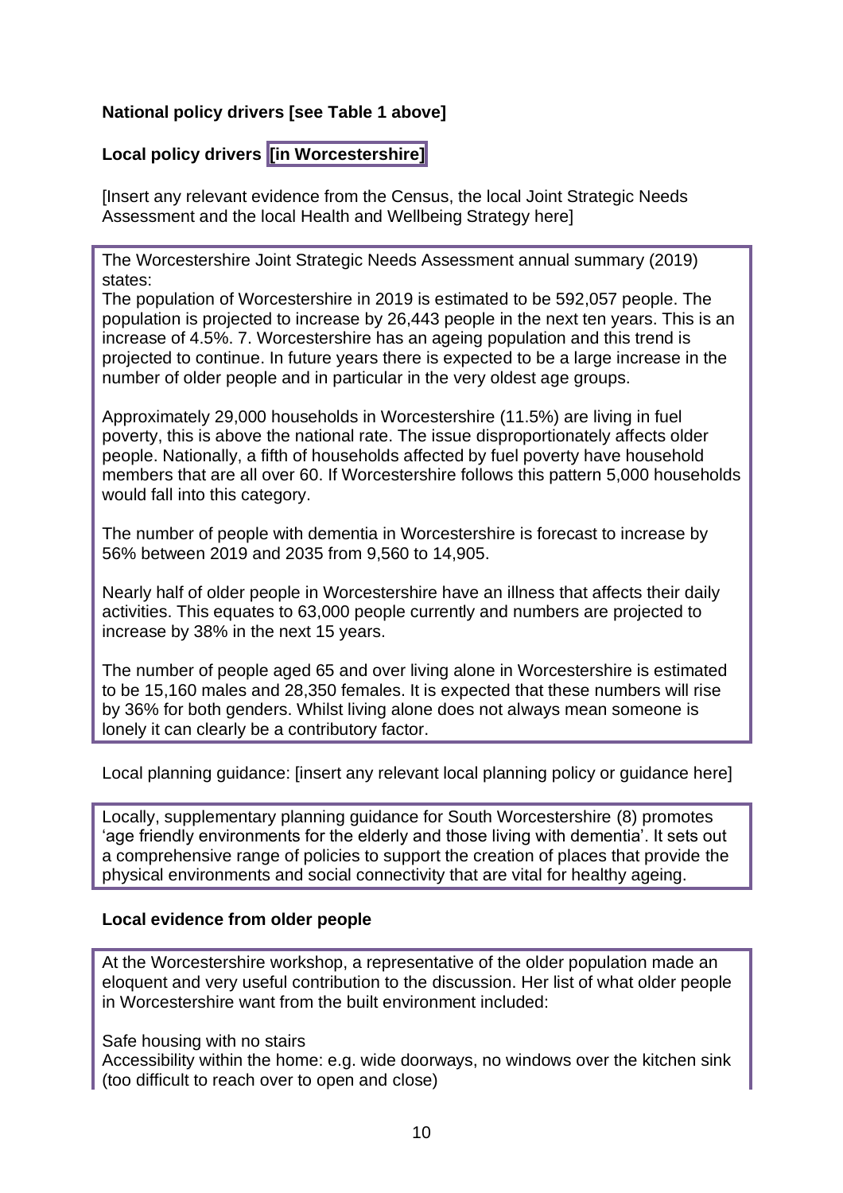**National policy drivers [see Table 1 above]**

**Local policy drivers [in Worcestershire]**

[Insert any relevant evidence from the Census, the local Joint Strategic Needs Assessment and the local Health and Wellbeing Strategy here]

The Worcestershire Joint Strategic Needs Assessment annual summary (2019) states:
The population of Worcestershire in 2019 is estimated to be 592,057 people. The population is projected to increase by 26,443 people in the next ten years. This is an increase of 4.5%. 7. Worcestershire has an ageing population and this trend is projected to continue. In future years there is expected to be a large increase in the number of older people and in particular in the very oldest age groups.

Approximately 29,000 households in Worcestershire (11.5%) are living in fuel poverty, this is above the national rate. The issue disproportionately affects older people. Nationally, a fifth of households affected by fuel poverty have household members that are all over 60. If Worcestershire follows this pattern 5,000 households would fall into this category.

The number of people with dementia in Worcestershire is forecast to increase by 56% between 2019 and 2035 from 9,560 to 14,905.

Nearly half of older people in Worcestershire have an illness that affects their daily activities. This equates to 63,000 people currently and numbers are projected to increase by 38% in the next 15 years.

The number of people aged 65 and over living alone in Worcestershire is estimated to be 15,160 males and 28,350 females. It is expected that these numbers will rise by 36% for both genders. Whilst living alone does not always mean someone is lonely it can clearly be a contributory factor.

Local planning guidance: [insert any relevant local planning policy or guidance here]

Locally, supplementary planning guidance for South Worcestershire (8) promotes 'age friendly environments for the elderly and those living with dementia'. It sets out a comprehensive range of policies to support the creation of places that provide the physical environments and social connectivity that are vital for healthy ageing.

**Local evidence from older people**

At the Worcestershire workshop, a representative of the older population made an eloquent and very useful contribution to the discussion. Her list of what older people in Worcestershire want from the built environment included:

Safe housing with no stairs
Accessibility within the home: e.g. wide doorways, no windows over the kitchen sink (too difficult to reach over to open and close)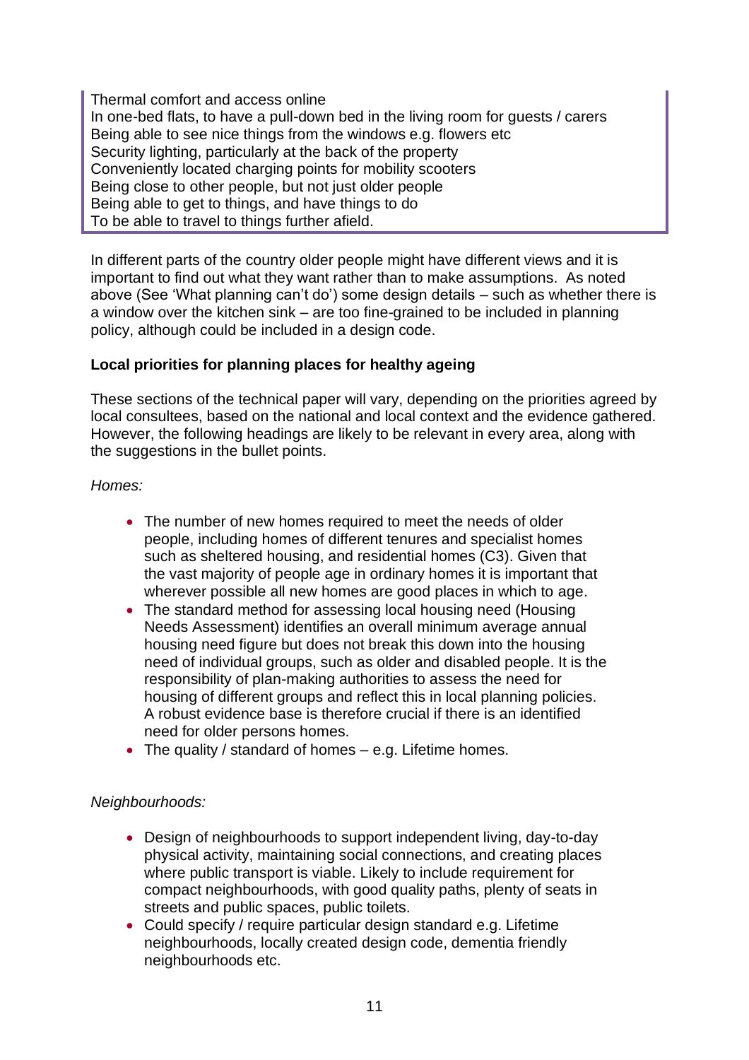Thermal comfort and access online
In one-bed flats, to have a pull-down bed in the living room for guests / carers
Being able to see nice things from the windows e.g. flowers etc
Security lighting, particularly at the back of the property
Conveniently located charging points for mobility scooters
Being close to other people, but not just older people
Being able to get to things, and have things to do
To be able to travel to things further afield.

In different parts of the country older people might have different views and it is important to find out what they want rather than to make assumptions. As noted above (See 'What planning can't do') some design details – such as whether there is a window over the kitchen sink – are too fine-grained to be included in planning policy, although could be included in a design code.

**Local priorities for planning places for healthy ageing**

These sections of the technical paper will vary, depending on the priorities agreed by local consultees, based on the national and local context and the evidence gathered. However, the following headings are likely to be relevant in every area, along with the suggestions in the bullet points.

*Homes:*

- The number of new homes required to meet the needs of older people, including homes of different tenures and specialist homes such as sheltered housing, and residential homes (C3). Given that the vast majority of people age in ordinary homes it is important that wherever possible all new homes are good places in which to age.
- The standard method for assessing local housing need (Housing Needs Assessment) identifies an overall minimum average annual housing need figure but does not break this down into the housing need of individual groups, such as older and disabled people. It is the responsibility of plan-making authorities to assess the need for housing of different groups and reflect this in local planning policies. A robust evidence base is therefore crucial if there is an identified need for older persons homes.
- The quality / standard of homes – e.g. Lifetime homes.

*Neighbourhoods:*

- Design of neighbourhoods to support independent living, day-to-day physical activity, maintaining social connections, and creating places where public transport is viable. Likely to include requirement for compact neighbourhoods, with good quality paths, plenty of seats in streets and public spaces, public toilets.
- Could specify / require particular design standard e.g. Lifetime neighbourhoods, locally created design code, dementia friendly neighbourhoods etc.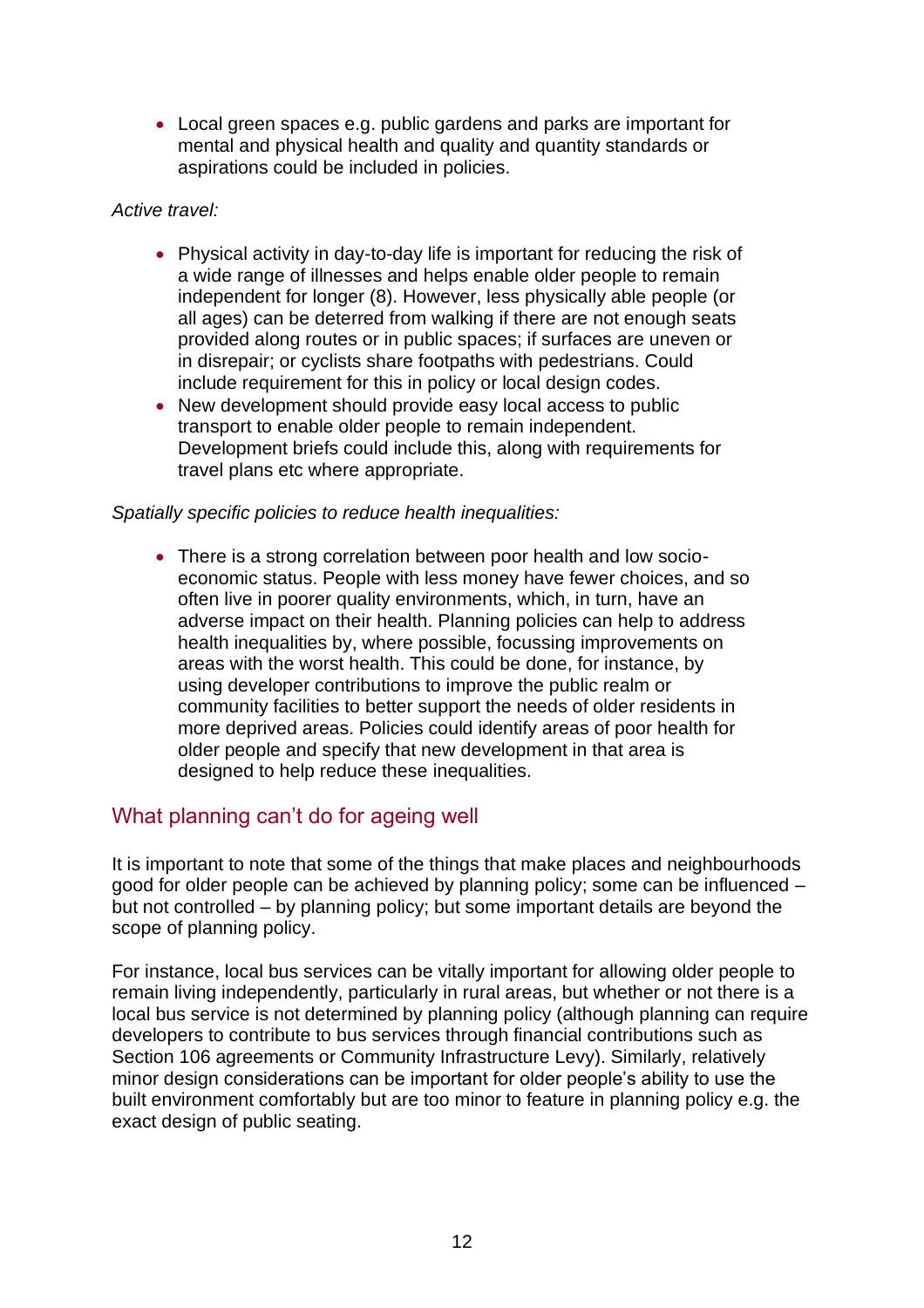- Local green spaces e.g. public gardens and parks are important for mental and physical health and quality and quantity standards or aspirations could be included in policies.

*Active travel:*

- Physical activity in day-to-day life is important for reducing the risk of a wide range of illnesses and helps enable older people to remain independent for longer (8). However, less physically able people (or all ages) can be deterred from walking if there are not enough seats provided along routes or in public spaces; if surfaces are uneven or in disrepair; or cyclists share footpaths with pedestrians. Could include requirement for this in policy or local design codes.
- New development should provide easy local access to public transport to enable older people to remain independent. Development briefs could include this, along with requirements for travel plans etc where appropriate.

*Spatially specific policies to reduce health inequalities:*

- There is a strong correlation between poor health and low socio-economic status. People with less money have fewer choices, and so often live in poorer quality environments, which, in turn, have an adverse impact on their health. Planning policies can help to address health inequalities by, where possible, focussing improvements on areas with the worst health. This could be done, for instance, by using developer contributions to improve the public realm or community facilities to better support the needs of older residents in more deprived areas. Policies could identify areas of poor health for older people and specify that new development in that area is designed to help reduce these inequalities.

## What planning can't do for ageing well

It is important to note that some of the things that make places and neighbourhoods good for older people can be achieved by planning policy; some can be influenced – but not controlled – by planning policy; but some important details are beyond the scope of planning policy.

For instance, local bus services can be vitally important for allowing older people to remain living independently, particularly in rural areas, but whether or not there is a local bus service is not determined by planning policy (although planning can require developers to contribute to bus services through financial contributions such as Section 106 agreements or Community Infrastructure Levy). Similarly, relatively minor design considerations can be important for older people's ability to use the built environment comfortably but are too minor to feature in planning policy e.g. the exact design of public seating.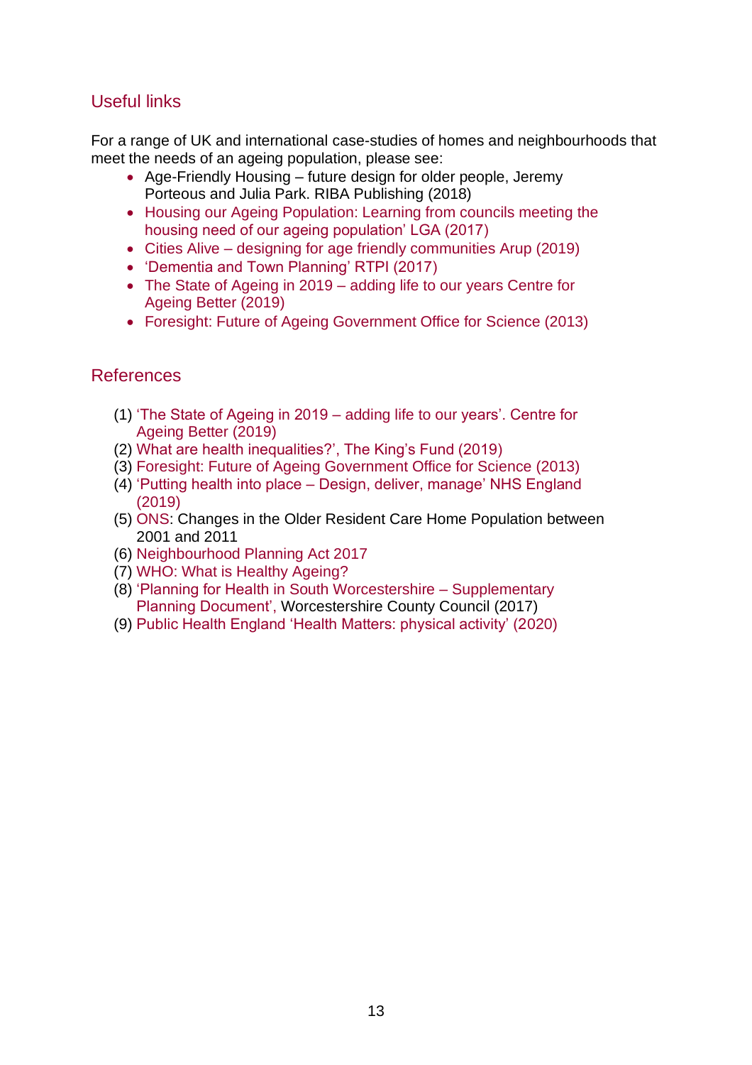## Useful links

For a range of UK and international case-studies of homes and neighbourhoods that meet the needs of an ageing population, please see:

- Age-Friendly Housing – future design for older people, Jeremy Porteous and Julia Park. RIBA Publishing (2018)
- Housing our Ageing Population: Learning from councils meeting the housing need of our ageing population' LGA (2017)
- Cities Alive – designing for age friendly communities Arup (2019)
- 'Dementia and Town Planning' RTPI (2017)
- The State of Ageing in 2019 – adding life to our years Centre for Ageing Better (2019)
- Foresight: Future of Ageing Government Office for Science (2013)

## References

(1) 'The State of Ageing in 2019 – adding life to our years'. Centre for Ageing Better (2019)
(2) What are health inequalities?', The King's Fund (2019)
(3) Foresight: Future of Ageing Government Office for Science (2013)
(4) 'Putting health into place – Design, deliver, manage' NHS England (2019)
(5) ONS: Changes in the Older Resident Care Home Population between 2001 and 2011
(6) Neighbourhood Planning Act 2017
(7) WHO: What is Healthy Ageing?
(8) 'Planning for Health in South Worcestershire – Supplementary Planning Document', Worcestershire County Council (2017)
(9) Public Health England 'Health Matters: physical activity' (2020)